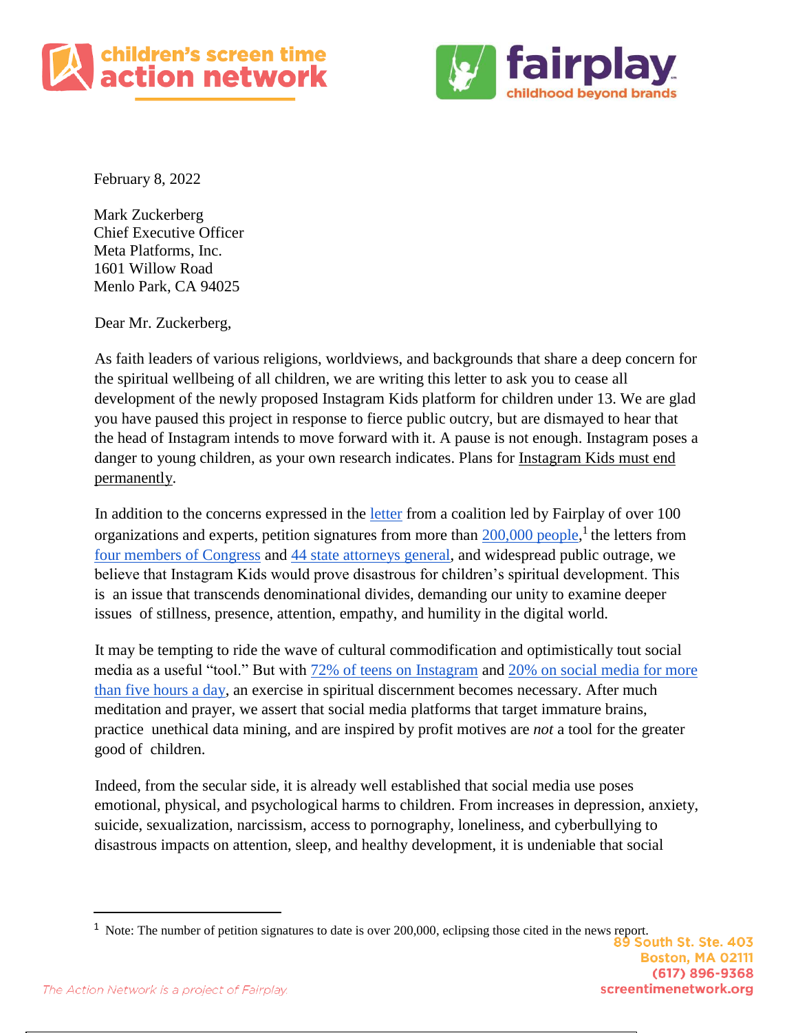children's screen time action network

fairplay childhood beyond brands

February 8, 2022

Mark Zuckerberg
Chief Executive Officer
Meta Platforms, Inc.
1601 Willow Road
Menlo Park, CA 94025

Dear Mr. Zuckerberg,

As faith leaders of various religions, worldviews, and backgrounds that share a deep concern for the spiritual wellbeing of all children, we are writing this letter to ask you to cease all development of the newly proposed Instagram Kids platform for children under 13. We are glad you have paused this project in response to fierce public outcry, but are dismayed to hear that the head of Instagram intends to move forward with it. A pause is not enough. Instagram poses a danger to young children, as your own research indicates. Plans for Instagram Kids must end permanently.

In addition to the concerns expressed in the letter from a coalition led by Fairplay of over 100 organizations and experts, petition signatures from more than 200,000 people,[1] the letters from four members of Congress and 44 state attorneys general, and widespread public outrage, we believe that Instagram Kids would prove disastrous for children's spiritual development. This is an issue that transcends denominational divides, demanding our unity to examine deeper issues of stillness, presence, attention, empathy, and humility in the digital world.

It may be tempting to ride the wave of cultural commodification and optimistically tout social media as a useful "tool." But with 72% of teens on Instagram and 20% on social media for more than five hours a day, an exercise in spiritual discernment becomes necessary. After much meditation and prayer, we assert that social media platforms that target immature brains, practice unethical data mining, and are inspired by profit motives are *not* a tool for the greater good of children.

Indeed, from the secular side, it is already well established that social media use poses emotional, physical, and psychological harms to children. From increases in depression, anxiety, suicide, sexualization, narcissism, access to pornography, loneliness, and cyberbullying to disastrous impacts on attention, sleep, and healthy development, it is undeniable that social

[1] Note: The number of petition signatures to date is over 200,000, eclipsing those cited in the news report.

89 South St. Ste. 403
Boston, MA 02111
(617) 896-9368
screentimenetwork.org

The Action Network is a project of Fairplay.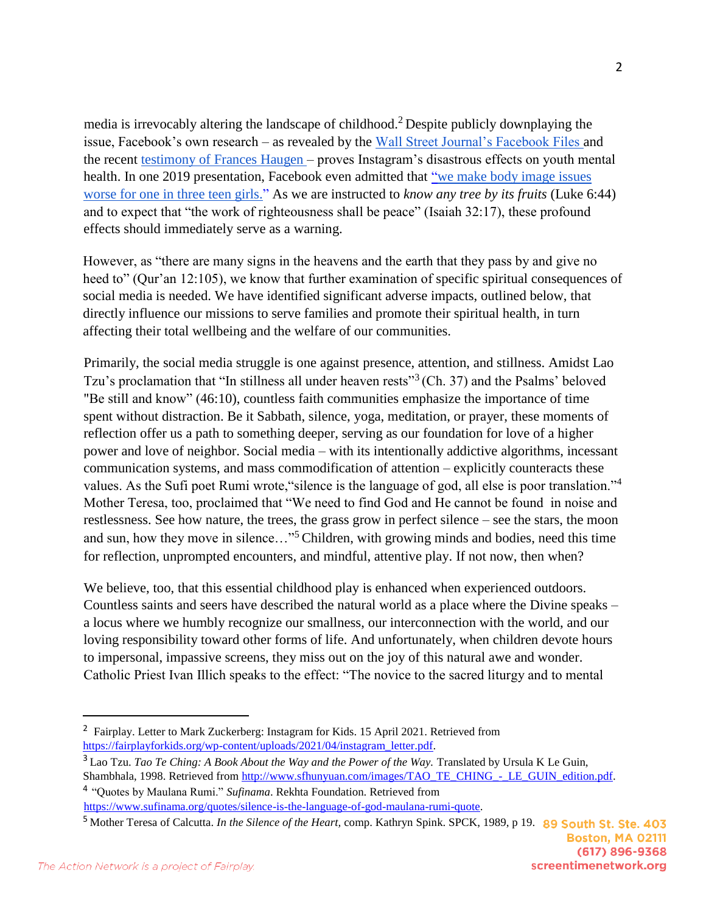media is irrevocably altering the landscape of childhood.[2] Despite publicly downplaying the issue, Facebook's own research – as revealed by the Wall Street Journal's Facebook Files and the recent testimony of Frances Haugen – proves Instagram's disastrous effects on youth mental health. In one 2019 presentation, Facebook even admitted that "we make body image issues worse for one in three teen girls." As we are instructed to *know any tree by its fruits* (Luke 6:44) and to expect that "the work of righteousness shall be peace" (Isaiah 32:17), these profound effects should immediately serve as a warning.

However, as "there are many signs in the heavens and the earth that they pass by and give no heed to" (Qur'an 12:105), we know that further examination of specific spiritual consequences of social media is needed. We have identified significant adverse impacts, outlined below, that directly influence our missions to serve families and promote their spiritual health, in turn affecting their total wellbeing and the welfare of our communities.

Primarily, the social media struggle is one against presence, attention, and stillness. Amidst Lao Tzu's proclamation that "In stillness all under heaven rests"[3] (Ch. 37) and the Psalms' beloved "Be still and know" (46:10), countless faith communities emphasize the importance of time spent without distraction. Be it Sabbath, silence, yoga, meditation, or prayer, these moments of reflection offer us a path to something deeper, serving as our foundation for love of a higher power and love of neighbor. Social media – with its intentionally addictive algorithms, incessant communication systems, and mass commodification of attention – explicitly counteracts these values. As the Sufi poet Rumi wrote,"silence is the language of god, all else is poor translation."[4] Mother Teresa, too, proclaimed that "We need to find God and He cannot be found in noise and restlessness. See how nature, the trees, the grass grow in perfect silence – see the stars, the moon and sun, how they move in silence…"[5] Children, with growing minds and bodies, need this time for reflection, unprompted encounters, and mindful, attentive play. If not now, then when?

We believe, too, that this essential childhood play is enhanced when experienced outdoors. Countless saints and seers have described the natural world as a place where the Divine speaks – a locus where we humbly recognize our smallness, our interconnection with the world, and our loving responsibility toward other forms of life. And unfortunately, when children devote hours to impersonal, impassive screens, they miss out on the joy of this natural awe and wonder. Catholic Priest Ivan Illich speaks to the effect: "The novice to the sacred liturgy and to mental

---

[2] Fairplay. Letter to Mark Zuckerberg: Instagram for Kids. 15 April 2021. Retrieved from https://fairplayforkids.org/wp-content/uploads/2021/04/instagram_letter.pdf.

[3] Lao Tzu. *Tao Te Ching: A Book About the Way and the Power of the Way.* Translated by Ursula K Le Guin, Shambhala, 1998. Retrieved from http://www.sfhunyuan.com/images/TAO_TE_CHING_-_LE_GUIN_edition.pdf.

[4] "Quotes by Maulana Rumi." *Sufinama*. Rekhta Foundation. Retrieved from https://www.sufinama.org/quotes/silence-is-the-language-of-god-maulana-rumi-quote.

[5] Mother Teresa of Calcutta. *In the Silence of the Heart*, comp. Kathryn Spink. SPCK, 1989, p 19.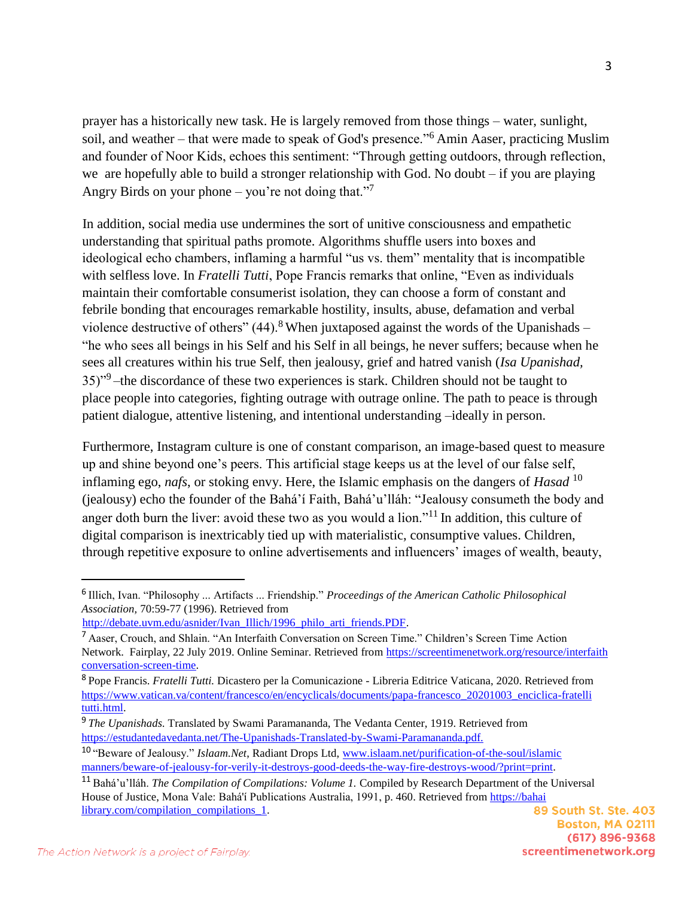prayer has a historically new task. He is largely removed from those things – water, sunlight, soil, and weather – that were made to speak of God's presence."[6] Amin Aaser, practicing Muslim and founder of Noor Kids, echoes this sentiment: "Through getting outdoors, through reflection, we are hopefully able to build a stronger relationship with God. No doubt – if you are playing Angry Birds on your phone – you're not doing that."[7]

In addition, social media use undermines the sort of unitive consciousness and empathetic understanding that spiritual paths promote. Algorithms shuffle users into boxes and ideological echo chambers, inflaming a harmful "us vs. them" mentality that is incompatible with selfless love. In *Fratelli Tutti*, Pope Francis remarks that online, "Even as individuals maintain their comfortable consumerist isolation, they can choose a form of constant and febrile bonding that encourages remarkable hostility, insults, abuse, defamation and verbal violence destructive of others" (44).[8] When juxtaposed against the words of the Upanishads – "he who sees all beings in his Self and his Self in all beings, he never suffers; because when he sees all creatures within his true Self, then jealousy, grief and hatred vanish (*Isa Upanishad*, 35)"[9] –the discordance of these two experiences is stark. Children should not be taught to place people into categories, fighting outrage with outrage online. The path to peace is through patient dialogue, attentive listening, and intentional understanding –ideally in person.

Furthermore, Instagram culture is one of constant comparison, an image-based quest to measure up and shine beyond one's peers. This artificial stage keeps us at the level of our false self, inflaming ego, *nafs*, or stoking envy. Here, the Islamic emphasis on the dangers of *Hasad* [10] (jealousy) echo the founder of the Bahá'í Faith, Bahá'u'lláh: "Jealousy consumeth the body and anger doth burn the liver: avoid these two as you would a lion."[11] In addition, this culture of digital comparison is inextricably tied up with materialistic, consumptive values. Children, through repetitive exposure to online advertisements and influencers' images of wealth, beauty,

---

[6] Illich, Ivan. "Philosophy ... Artifacts ... Friendship." *Proceedings of the American Catholic Philosophical Association*, 70:59-77 (1996). Retrieved from http://debate.uvm.edu/asnider/Ivan_Illich/1996_philo_arti_friends.PDF.

[7] Aaser, Crouch, and Shlain. "An Interfaith Conversation on Screen Time." Children's Screen Time Action Network. Fairplay, 22 July 2019. Online Seminar. Retrieved from https://screentimenetwork.org/resource/interfaith conversation-screen-time.

[8] Pope Francis. *Fratelli Tutti.* Dicastero per la Comunicazione - Libreria Editrice Vaticana, 2020. Retrieved from https://www.vatican.va/content/francesco/en/encyclicals/documents/papa-francesco_20201003_enciclica-fratelli tutti.html.

[9] *The Upanishads.* Translated by Swami Paramananda, The Vedanta Center, 1919. Retrieved from https://estudantedavedanta.net/The-Upanishads-Translated-by-Swami-Paramananda.pdf.

[10] "Beware of Jealousy." *Islaam.Net*, Radiant Drops Ltd, www.islaam.net/purification-of-the-soul/islamic manners/beware-of-jealousy-for-verily-it-destroys-good-deeds-the-way-fire-destroys-wood/?print=print.

[11] Bahá'u'lláh. *The Compilation of Compilations: Volume 1.* Compiled by Research Department of the Universal House of Justice, Mona Vale: Bahá'í Publications Australia, 1991, p. 460. Retrieved from https://bahai library.com/compilation_compilations_1.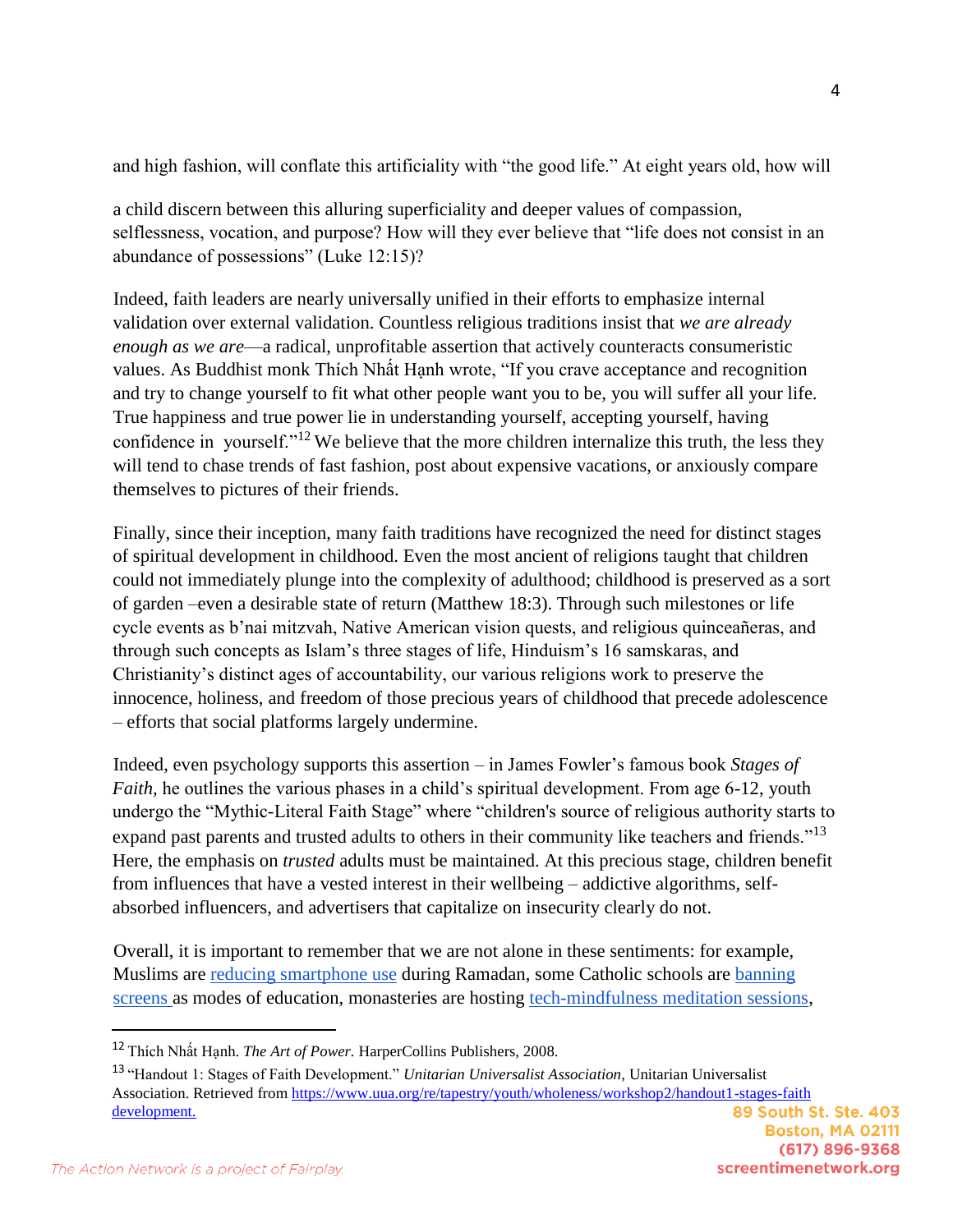and high fashion, will conflate this artificiality with "the good life." At eight years old, how will

a child discern between this alluring superficiality and deeper values of compassion, selflessness, vocation, and purpose? How will they ever believe that "life does not consist in an abundance of possessions" (Luke 12:15)?

Indeed, faith leaders are nearly universally unified in their efforts to emphasize internal validation over external validation. Countless religious traditions insist that *we are already enough as we are*—a radical, unprofitable assertion that actively counteracts consumeristic values. As Buddhist monk Thích Nhất Hạnh wrote, "If you crave acceptance and recognition and try to change yourself to fit what other people want you to be, you will suffer all your life. True happiness and true power lie in understanding yourself, accepting yourself, having confidence in yourself."[12] We believe that the more children internalize this truth, the less they will tend to chase trends of fast fashion, post about expensive vacations, or anxiously compare themselves to pictures of their friends.

Finally, since their inception, many faith traditions have recognized the need for distinct stages of spiritual development in childhood. Even the most ancient of religions taught that children could not immediately plunge into the complexity of adulthood; childhood is preserved as a sort of garden –even a desirable state of return (Matthew 18:3). Through such milestones or life cycle events as b'nai mitzvah, Native American vision quests, and religious quinceañeras, and through such concepts as Islam's three stages of life, Hinduism's 16 samskaras, and Christianity's distinct ages of accountability, our various religions work to preserve the innocence, holiness, and freedom of those precious years of childhood that precede adolescence – efforts that social platforms largely undermine.

Indeed, even psychology supports this assertion – in James Fowler's famous book *Stages of Faith*, he outlines the various phases in a child's spiritual development. From age 6-12, youth undergo the "Mythic-Literal Faith Stage" where "children's source of religious authority starts to expand past parents and trusted adults to others in their community like teachers and friends."[13] Here, the emphasis on *trusted* adults must be maintained. At this precious stage, children benefit from influences that have a vested interest in their wellbeing – addictive algorithms, self-absorbed influencers, and advertisers that capitalize on insecurity clearly do not.

Overall, it is important to remember that we are not alone in these sentiments: for example, Muslims are [reducing smartphone use]() during Ramadan, some Catholic schools are [banning screens]() as modes of education, monasteries are hosting [tech-mindfulness meditation sessions](),

---

[12] Thích Nhất Hạnh. *The Art of Power.* HarperCollins Publishers, 2008.

[13] "Handout 1: Stages of Faith Development." *Unitarian Universalist Association,* Unitarian Universalist Association. Retrieved from [https://www.uua.org/re/tapestry/youth/wholeness/workshop2/handout1-stages-faith development.](https://www.uua.org/re/tapestry/youth/wholeness/workshop2/handout1-stages-faith-development)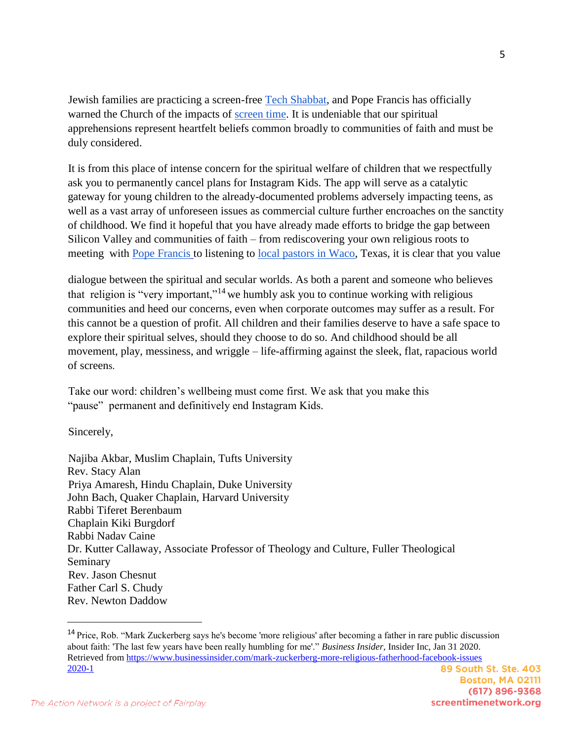Jewish families are practicing a screen-free Tech Shabbat, and Pope Francis has officially warned the Church of the impacts of screen time. It is undeniable that our spiritual apprehensions represent heartfelt beliefs common broadly to communities of faith and must be duly considered.

It is from this place of intense concern for the spiritual welfare of children that we respectfully ask you to permanently cancel plans for Instagram Kids. The app will serve as a catalytic gateway for young children to the already-documented problems adversely impacting teens, as well as a vast array of unforeseen issues as commercial culture further encroaches on the sanctity of childhood. We find it hopeful that you have already made efforts to bridge the gap between Silicon Valley and communities of faith – from rediscovering your own religious roots to meeting with Pope Francis to listening to local pastors in Waco, Texas, it is clear that you value dialogue between the spiritual and secular worlds. As both a parent and someone who believes that religion is "very important,"[14] we humbly ask you to continue working with religious communities and heed our concerns, even when corporate outcomes may suffer as a result. For this cannot be a question of profit. All children and their families deserve to have a safe space to explore their spiritual selves, should they choose to do so. And childhood should be all movement, play, messiness, and wriggle – life-affirming against the sleek, flat, rapacious world of screens.

Take our word: children's wellbeing must come first. We ask that you make this "pause" permanent and definitively end Instagram Kids.

Sincerely,

Najiba Akbar, Muslim Chaplain, Tufts University
Rev. Stacy Alan
Priya Amaresh, Hindu Chaplain, Duke University
John Bach, Quaker Chaplain, Harvard University
Rabbi Tiferet Berenbaum
Chaplain Kiki Burgdorf
Rabbi Nadav Caine
Dr. Kutter Callaway, Associate Professor of Theology and Culture, Fuller Theological Seminary
Rev. Jason Chesnut
Father Carl S. Chudy
Rev. Newton Daddow

---

[14] Price, Rob. "Mark Zuckerberg says he's become 'more religious' after becoming a father in rare public discussion about faith: 'The last few years have been really humbling for me'." *Business Insider,* Insider Inc, Jan 31 2020. Retrieved from https://www.businessinsider.com/mark-zuckerberg-more-religious-fatherhood-facebook-issues 2020-1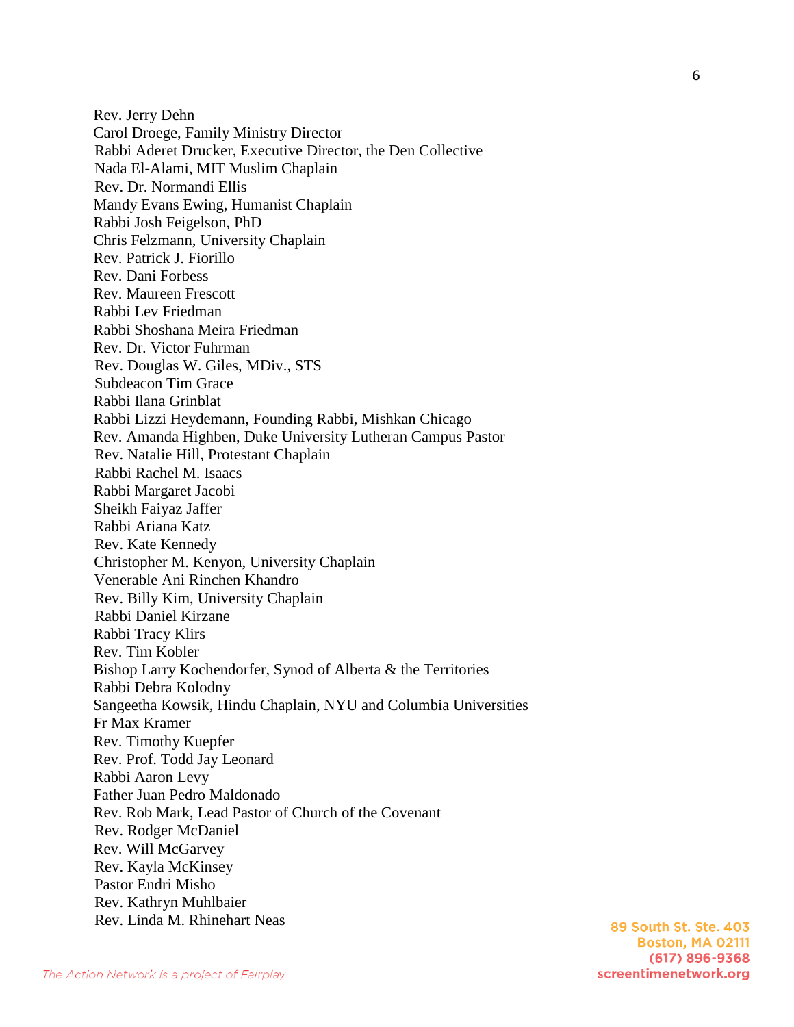Rev. Jerry Dehn
Carol Droege, Family Ministry Director
Rabbi Aderet Drucker, Executive Director, the Den Collective
Nada El-Alami, MIT Muslim Chaplain
Rev. Dr. Normandi Ellis
Mandy Evans Ewing, Humanist Chaplain
Rabbi Josh Feigelson, PhD
Chris Felzmann, University Chaplain
Rev. Patrick J. Fiorillo
Rev. Dani Forbess
Rev. Maureen Frescott
Rabbi Lev Friedman
Rabbi Shoshana Meira Friedman
Rev. Dr. Victor Fuhrman
Rev. Douglas W. Giles, MDiv., STS
Subdeacon Tim Grace
Rabbi Ilana Grinblat
Rabbi Lizzi Heydemann, Founding Rabbi, Mishkan Chicago
Rev. Amanda Highben, Duke University Lutheran Campus Pastor
Rev. Natalie Hill, Protestant Chaplain
Rabbi Rachel M. Isaacs
Rabbi Margaret Jacobi
Sheikh Faiyaz Jaffer
Rabbi Ariana Katz
Rev. Kate Kennedy
Christopher M. Kenyon, University Chaplain
Venerable Ani Rinchen Khandro
Rev. Billy Kim, University Chaplain
Rabbi Daniel Kirzane
Rabbi Tracy Klirs
Rev. Tim Kobler
Bishop Larry Kochendorfer, Synod of Alberta & the Territories
Rabbi Debra Kolodny
Sangeetha Kowsik, Hindu Chaplain, NYU and Columbia Universities
Fr Max Kramer
Rev. Timothy Kuepfer
Rev. Prof. Todd Jay Leonard
Rabbi Aaron Levy
Father Juan Pedro Maldonado
Rev. Rob Mark, Lead Pastor of Church of the Covenant
Rev. Rodger McDaniel
Rev. Will McGarvey
Rev. Kayla McKinsey
Pastor Endri Misho
Rev. Kathryn Muhlbaier
Rev. Linda M. Rhinehart Neas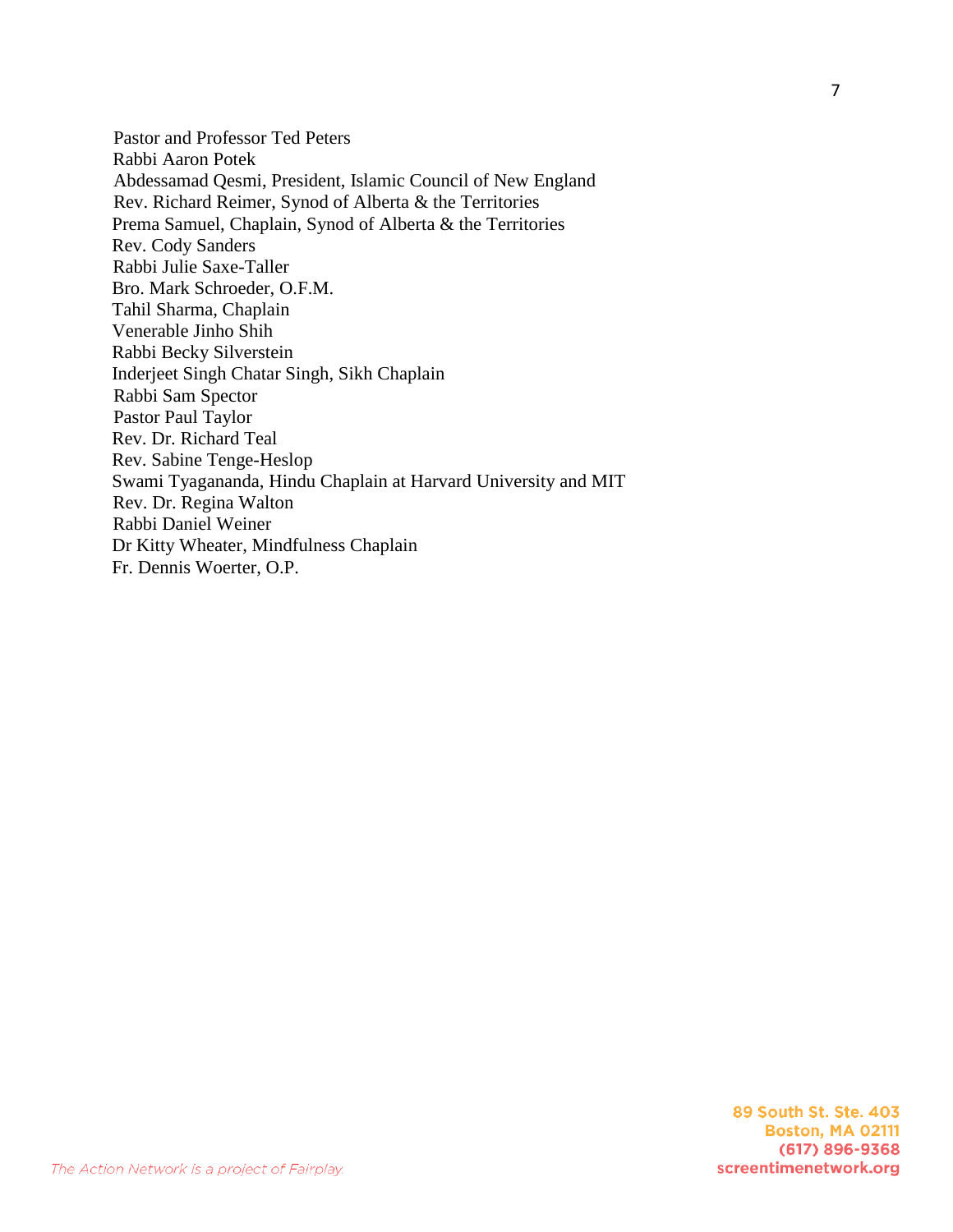Pastor and Professor Ted Peters
Rabbi Aaron Potek
Abdessamad Qesmi, President, Islamic Council of New England
Rev. Richard Reimer, Synod of Alberta & the Territories
Prema Samuel, Chaplain, Synod of Alberta & the Territories
Rev. Cody Sanders
Rabbi Julie Saxe-Taller
Bro. Mark Schroeder, O.F.M.
Tahil Sharma, Chaplain
Venerable Jinho Shih
Rabbi Becky Silverstein
Inderjeet Singh Chatar Singh, Sikh Chaplain
Rabbi Sam Spector
Pastor Paul Taylor
Rev. Dr. Richard Teal
Rev. Sabine Tenge-Heslop
Swami Tyagananda, Hindu Chaplain at Harvard University and MIT
Rev. Dr. Regina Walton
Rabbi Daniel Weiner
Dr Kitty Wheater, Mindfulness Chaplain
Fr. Dennis Woerter, O.P.